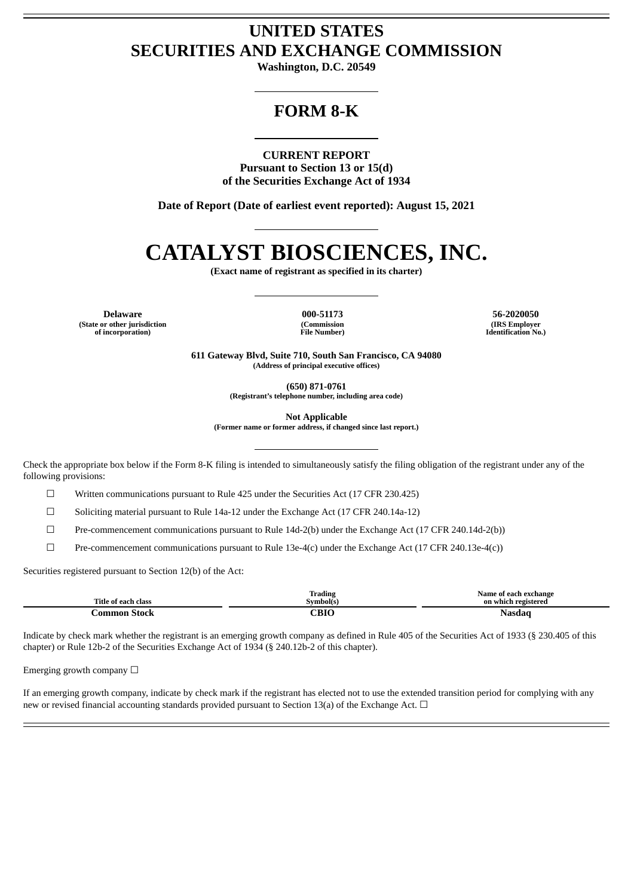# UNITED STATES
# SECURITIES AND EXCHANGE COMMISSION

**Washington, D.C. 20549**

## FORM 8-K

**CURRENT REPORT**
**Pursuant to Section 13 or 15(d)**
**of the Securities Exchange Act of 1934**

**Date of Report (Date of earliest event reported): August 15, 2021**

# CATALYST BIOSCIENCES, INC.

**(Exact name of registrant as specified in its charter)**

| Delaware | 000-51173 | 56-2020050 |
|---|---|---|
| (State or other jurisdiction of incorporation) | (Commission File Number) | (IRS Employer Identification No.) |

**611 Gateway Blvd, Suite 710, South San Francisco, CA 94080**
**(Address of principal executive offices)**

**(650) 871-0761**
**(Registrant's telephone number, including area code)**

**Not Applicable**
**(Former name or former address, if changed since last report.)**

Check the appropriate box below if the Form 8-K filing is intended to simultaneously satisfy the filing obligation of the registrant under any of the following provisions:

☐ Written communications pursuant to Rule 425 under the Securities Act (17 CFR 230.425)

☐ Soliciting material pursuant to Rule 14a-12 under the Exchange Act (17 CFR 240.14a-12)

☐ Pre-commencement communications pursuant to Rule 14d-2(b) under the Exchange Act (17 CFR 240.14d-2(b))

☐ Pre-commencement communications pursuant to Rule 13e-4(c) under the Exchange Act (17 CFR 240.13e-4(c))

Securities registered pursuant to Section 12(b) of the Act:

| Title of each class | Trading Symbol(s) | Name of each exchange on which registered |
|---|---|---|
| Common Stock | CBIO | Nasdaq |

Indicate by check mark whether the registrant is an emerging growth company as defined in Rule 405 of the Securities Act of 1933 (§ 230.405 of this chapter) or Rule 12b-2 of the Securities Exchange Act of 1934 (§ 240.12b-2 of this chapter).

Emerging growth company ☐

If an emerging growth company, indicate by check mark if the registrant has elected not to use the extended transition period for complying with any new or revised financial accounting standards provided pursuant to Section 13(a) of the Exchange Act. ☐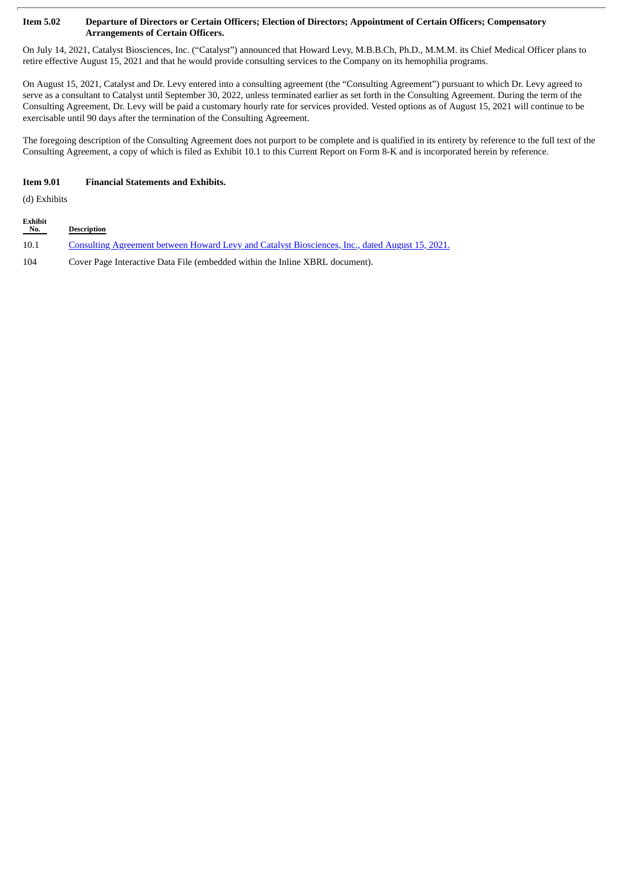**Item 5.02 Departure of Directors or Certain Officers; Election of Directors; Appointment of Certain Officers; Compensatory Arrangements of Certain Officers.**

On July 14, 2021, Catalyst Biosciences, Inc. ("Catalyst") announced that Howard Levy, M.B.B.Ch, Ph.D., M.M.M. its Chief Medical Officer plans to retire effective August 15, 2021 and that he would provide consulting services to the Company on its hemophilia programs.

On August 15, 2021, Catalyst and Dr. Levy entered into a consulting agreement (the "Consulting Agreement") pursuant to which Dr. Levy agreed to serve as a consultant to Catalyst until September 30, 2022, unless terminated earlier as set forth in the Consulting Agreement. During the term of the Consulting Agreement, Dr. Levy will be paid a customary hourly rate for services provided. Vested options as of August 15, 2021 will continue to be exercisable until 90 days after the termination of the Consulting Agreement.

The foregoing description of the Consulting Agreement does not purport to be complete and is qualified in its entirety by reference to the full text of the Consulting Agreement, a copy of which is filed as Exhibit 10.1 to this Current Report on Form 8-K and is incorporated herein by reference.

**Item 9.01 Financial Statements and Exhibits.**

(d) Exhibits

| Exhibit No. | Description |
|---|---|
| 10.1 | Consulting Agreement between Howard Levy and Catalyst Biosciences, Inc., dated August 15, 2021. |
| 104 | Cover Page Interactive Data File (embedded within the Inline XBRL document). |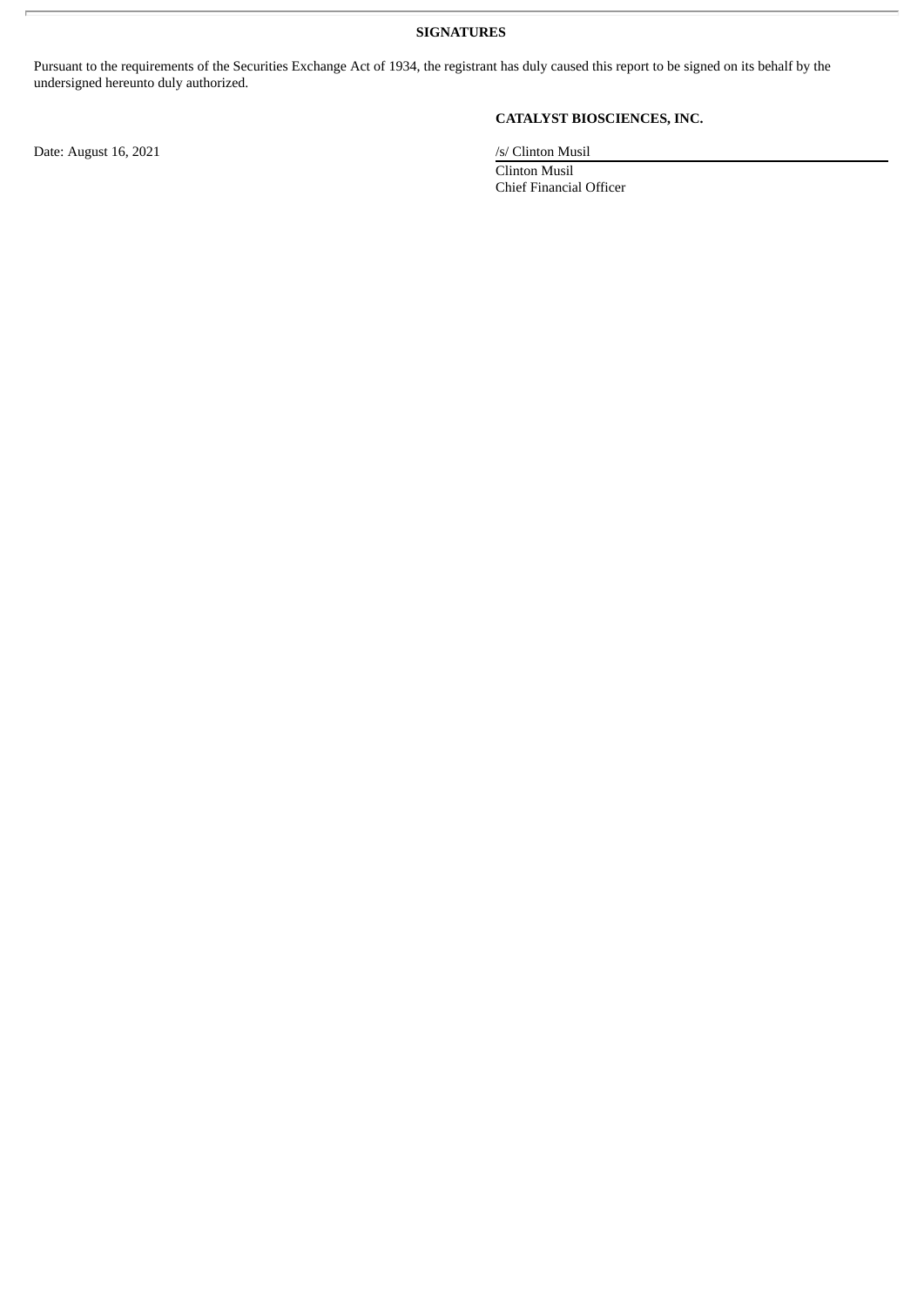## SIGNATURES

Pursuant to the requirements of the Securities Exchange Act of 1934, the registrant has duly caused this report to be signed on its behalf by the undersigned hereunto duly authorized.

**CATALYST BIOSCIENCES, INC.**

Date: August 16, 2021

/s/ Clinton Musil

Clinton Musil
Chief Financial Officer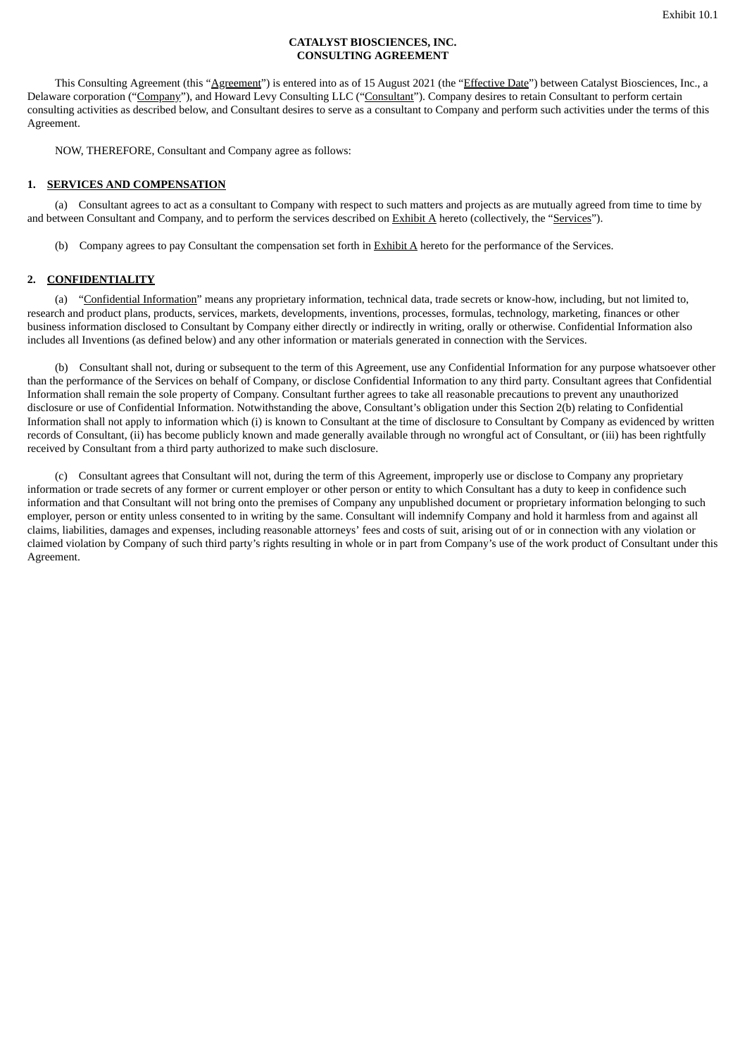Exhibit 10.1

**CATALYST BIOSCIENCES, INC.**
**CONSULTING AGREEMENT**

This Consulting Agreement (this "Agreement") is entered into as of 15 August 2021 (the "Effective Date") between Catalyst Biosciences, Inc., a Delaware corporation ("Company"), and Howard Levy Consulting LLC ("Consultant"). Company desires to retain Consultant to perform certain consulting activities as described below, and Consultant desires to serve as a consultant to Company and perform such activities under the terms of this Agreement.

NOW, THEREFORE, Consultant and Company agree as follows:

## 1. SERVICES AND COMPENSATION

(a) Consultant agrees to act as a consultant to Company with respect to such matters and projects as are mutually agreed from time to time by and between Consultant and Company, and to perform the services described on Exhibit A hereto (collectively, the "Services").

(b) Company agrees to pay Consultant the compensation set forth in Exhibit A hereto for the performance of the Services.

## 2. CONFIDENTIALITY

(a) "Confidential Information" means any proprietary information, technical data, trade secrets or know-how, including, but not limited to, research and product plans, products, services, markets, developments, inventions, processes, formulas, technology, marketing, finances or other business information disclosed to Consultant by Company either directly or indirectly in writing, orally or otherwise. Confidential Information also includes all Inventions (as defined below) and any other information or materials generated in connection with the Services.

(b) Consultant shall not, during or subsequent to the term of this Agreement, use any Confidential Information for any purpose whatsoever other than the performance of the Services on behalf of Company, or disclose Confidential Information to any third party. Consultant agrees that Confidential Information shall remain the sole property of Company. Consultant further agrees to take all reasonable precautions to prevent any unauthorized disclosure or use of Confidential Information. Notwithstanding the above, Consultant's obligation under this Section 2(b) relating to Confidential Information shall not apply to information which (i) is known to Consultant at the time of disclosure to Consultant by Company as evidenced by written records of Consultant, (ii) has become publicly known and made generally available through no wrongful act of Consultant, or (iii) has been rightfully received by Consultant from a third party authorized to make such disclosure.

(c) Consultant agrees that Consultant will not, during the term of this Agreement, improperly use or disclose to Company any proprietary information or trade secrets of any former or current employer or other person or entity to which Consultant has a duty to keep in confidence such information and that Consultant will not bring onto the premises of Company any unpublished document or proprietary information belonging to such employer, person or entity unless consented to in writing by the same. Consultant will indemnify Company and hold it harmless from and against all claims, liabilities, damages and expenses, including reasonable attorneys' fees and costs of suit, arising out of or in connection with any violation or claimed violation by Company of such third party's rights resulting in whole or in part from Company's use of the work product of Consultant under this Agreement.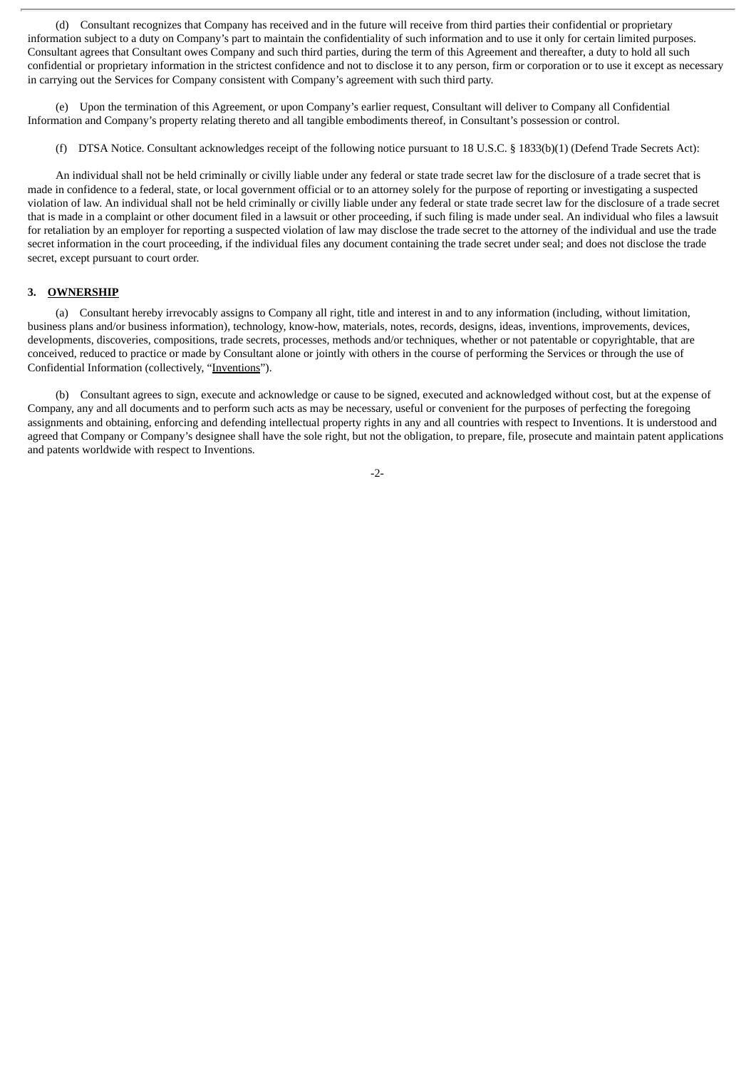(d) Consultant recognizes that Company has received and in the future will receive from third parties their confidential or proprietary information subject to a duty on Company's part to maintain the confidentiality of such information and to use it only for certain limited purposes. Consultant agrees that Consultant owes Company and such third parties, during the term of this Agreement and thereafter, a duty to hold all such confidential or proprietary information in the strictest confidence and not to disclose it to any person, firm or corporation or to use it except as necessary in carrying out the Services for Company consistent with Company's agreement with such third party.

(e) Upon the termination of this Agreement, or upon Company's earlier request, Consultant will deliver to Company all Confidential Information and Company's property relating thereto and all tangible embodiments thereof, in Consultant's possession or control.

(f) DTSA Notice. Consultant acknowledges receipt of the following notice pursuant to 18 U.S.C. § 1833(b)(1) (Defend Trade Secrets Act):

An individual shall not be held criminally or civilly liable under any federal or state trade secret law for the disclosure of a trade secret that is made in confidence to a federal, state, or local government official or to an attorney solely for the purpose of reporting or investigating a suspected violation of law. An individual shall not be held criminally or civilly liable under any federal or state trade secret law for the disclosure of a trade secret that is made in a complaint or other document filed in a lawsuit or other proceeding, if such filing is made under seal. An individual who files a lawsuit for retaliation by an employer for reporting a suspected violation of law may disclose the trade secret to the attorney of the individual and use the trade secret information in the court proceeding, if the individual files any document containing the trade secret under seal; and does not disclose the trade secret, except pursuant to court order.

## 3. OWNERSHIP

(a) Consultant hereby irrevocably assigns to Company all right, title and interest in and to any information (including, without limitation, business plans and/or business information), technology, know-how, materials, notes, records, designs, ideas, inventions, improvements, devices, developments, discoveries, compositions, trade secrets, processes, methods and/or techniques, whether or not patentable or copyrightable, that are conceived, reduced to practice or made by Consultant alone or jointly with others in the course of performing the Services or through the use of Confidential Information (collectively, "Inventions").

(b) Consultant agrees to sign, execute and acknowledge or cause to be signed, executed and acknowledged without cost, but at the expense of Company, any and all documents and to perform such acts as may be necessary, useful or convenient for the purposes of perfecting the foregoing assignments and obtaining, enforcing and defending intellectual property rights in any and all countries with respect to Inventions. It is understood and agreed that Company or Company's designee shall have the sole right, but not the obligation, to prepare, file, prosecute and maintain patent applications and patents worldwide with respect to Inventions.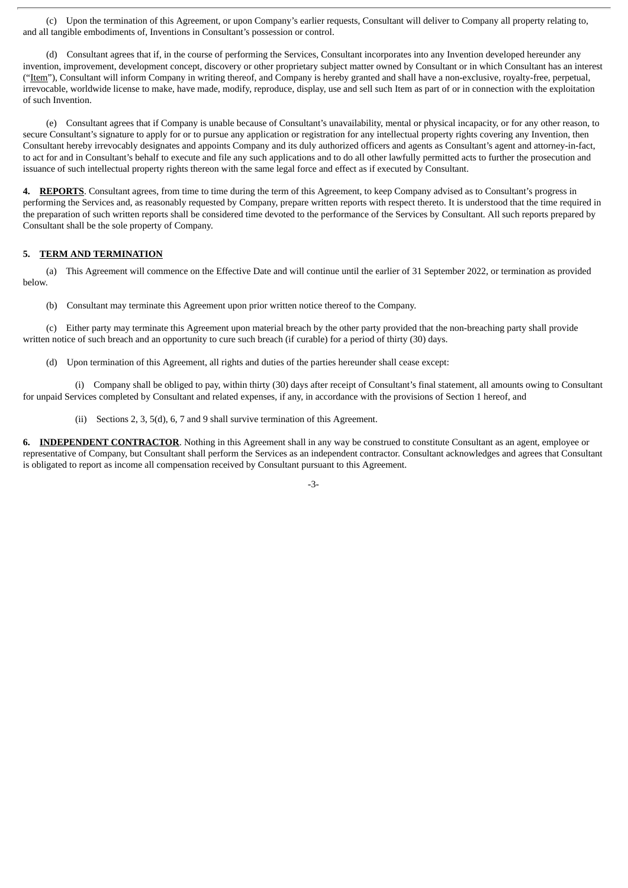(c) Upon the termination of this Agreement, or upon Company's earlier requests, Consultant will deliver to Company all property relating to, and all tangible embodiments of, Inventions in Consultant's possession or control.

(d) Consultant agrees that if, in the course of performing the Services, Consultant incorporates into any Invention developed hereunder any invention, improvement, development concept, discovery or other proprietary subject matter owned by Consultant or in which Consultant has an interest ("Item"), Consultant will inform Company in writing thereof, and Company is hereby granted and shall have a non-exclusive, royalty-free, perpetual, irrevocable, worldwide license to make, have made, modify, reproduce, display, use and sell such Item as part of or in connection with the exploitation of such Invention.

(e) Consultant agrees that if Company is unable because of Consultant's unavailability, mental or physical incapacity, or for any other reason, to secure Consultant's signature to apply for or to pursue any application or registration for any intellectual property rights covering any Invention, then Consultant hereby irrevocably designates and appoints Company and its duly authorized officers and agents as Consultant's agent and attorney-in-fact, to act for and in Consultant's behalf to execute and file any such applications and to do all other lawfully permitted acts to further the prosecution and issuance of such intellectual property rights thereon with the same legal force and effect as if executed by Consultant.

**4. REPORTS**. Consultant agrees, from time to time during the term of this Agreement, to keep Company advised as to Consultant's progress in performing the Services and, as reasonably requested by Company, prepare written reports with respect thereto. It is understood that the time required in the preparation of such written reports shall be considered time devoted to the performance of the Services by Consultant. All such reports prepared by Consultant shall be the sole property of Company.

**5. TERM AND TERMINATION**

(a) This Agreement will commence on the Effective Date and will continue until the earlier of 31 September 2022, or termination as provided below.

(b) Consultant may terminate this Agreement upon prior written notice thereof to the Company.

(c) Either party may terminate this Agreement upon material breach by the other party provided that the non-breaching party shall provide written notice of such breach and an opportunity to cure such breach (if curable) for a period of thirty (30) days.

(d) Upon termination of this Agreement, all rights and duties of the parties hereunder shall cease except:

(i) Company shall be obliged to pay, within thirty (30) days after receipt of Consultant's final statement, all amounts owing to Consultant for unpaid Services completed by Consultant and related expenses, if any, in accordance with the provisions of Section 1 hereof, and

(ii) Sections 2, 3, 5(d), 6, 7 and 9 shall survive termination of this Agreement.

**6. INDEPENDENT CONTRACTOR**. Nothing in this Agreement shall in any way be construed to constitute Consultant as an agent, employee or representative of Company, but Consultant shall perform the Services as an independent contractor. Consultant acknowledges and agrees that Consultant is obligated to report as income all compensation received by Consultant pursuant to this Agreement.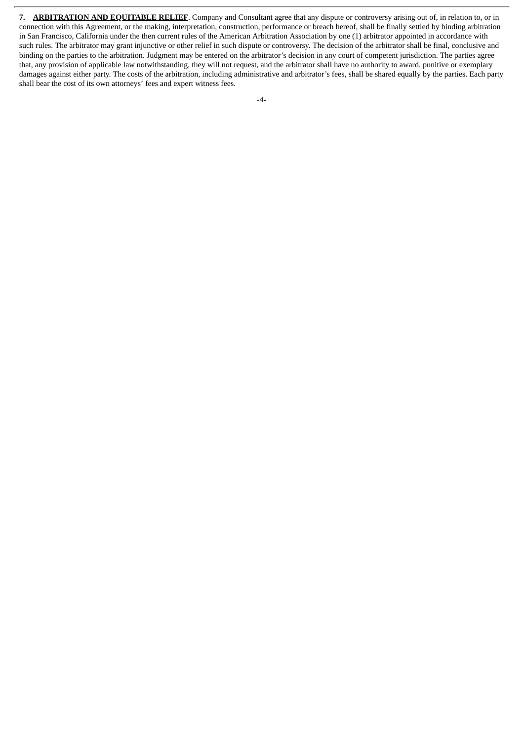**7. <u>ARBITRATION AND EQUITABLE RELIEF</u>**. Company and Consultant agree that any dispute or controversy arising out of, in relation to, or in connection with this Agreement, or the making, interpretation, construction, performance or breach hereof, shall be finally settled by binding arbitration in San Francisco, California under the then current rules of the American Arbitration Association by one (1) arbitrator appointed in accordance with such rules. The arbitrator may grant injunctive or other relief in such dispute or controversy. The decision of the arbitrator shall be final, conclusive and binding on the parties to the arbitration. Judgment may be entered on the arbitrator's decision in any court of competent jurisdiction. The parties agree that, any provision of applicable law notwithstanding, they will not request, and the arbitrator shall have no authority to award, punitive or exemplary damages against either party. The costs of the arbitration, including administrative and arbitrator's fees, shall be shared equally by the parties. Each party shall bear the cost of its own attorneys' fees and expert witness fees.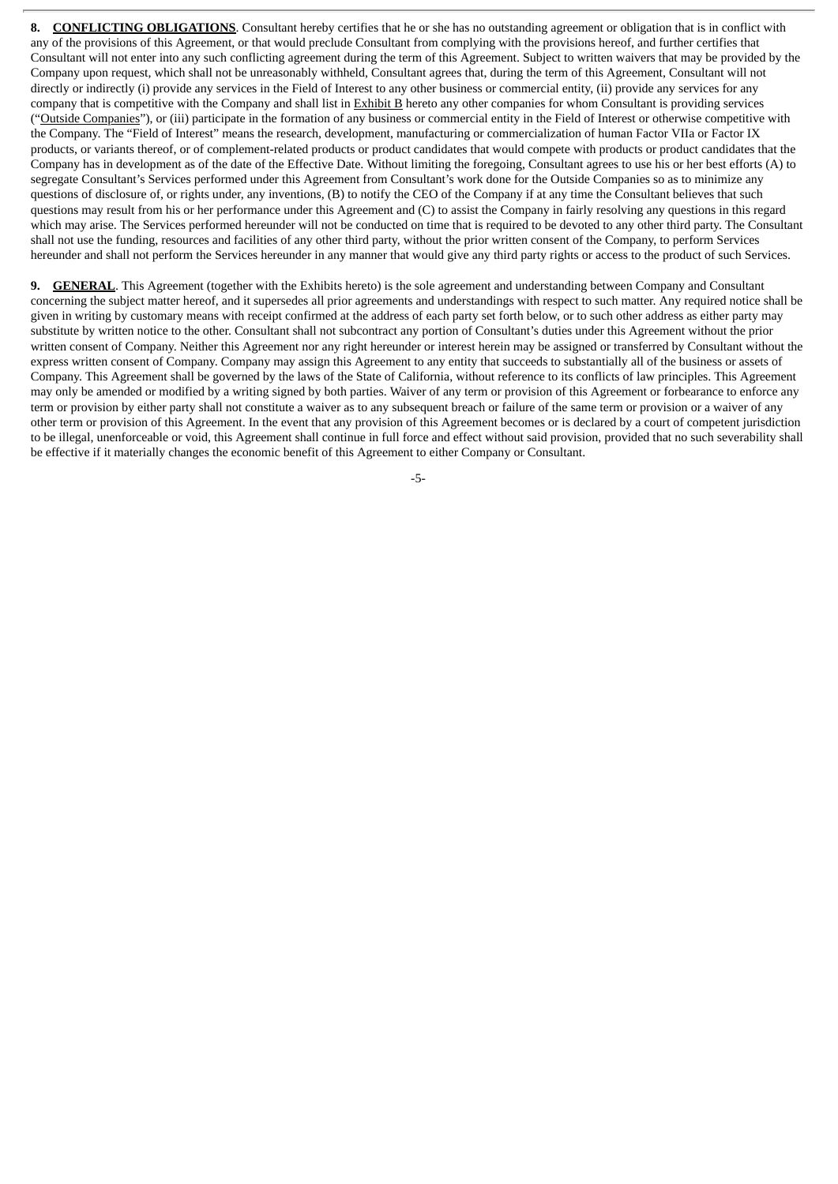**8. <u>CONFLICTING OBLIGATIONS</u>**. Consultant hereby certifies that he or she has no outstanding agreement or obligation that is in conflict with any of the provisions of this Agreement, or that would preclude Consultant from complying with the provisions hereof, and further certifies that Consultant will not enter into any such conflicting agreement during the term of this Agreement. Subject to written waivers that may be provided by the Company upon request, which shall not be unreasonably withheld, Consultant agrees that, during the term of this Agreement, Consultant will not directly or indirectly (i) provide any services in the Field of Interest to any other business or commercial entity, (ii) provide any services for any company that is competitive with the Company and shall list in <u>Exhibit B</u> hereto any other companies for whom Consultant is providing services ("<u>Outside Companies</u>"), or (iii) participate in the formation of any business or commercial entity in the Field of Interest or otherwise competitive with the Company. The "Field of Interest" means the research, development, manufacturing or commercialization of human Factor VIIa or Factor IX products, or variants thereof, or of complement-related products or product candidates that would compete with products or product candidates that the Company has in development as of the date of the Effective Date. Without limiting the foregoing, Consultant agrees to use his or her best efforts (A) to segregate Consultant's Services performed under this Agreement from Consultant's work done for the Outside Companies so as to minimize any questions of disclosure of, or rights under, any inventions, (B) to notify the CEO of the Company if at any time the Consultant believes that such questions may result from his or her performance under this Agreement and (C) to assist the Company in fairly resolving any questions in this regard which may arise. The Services performed hereunder will not be conducted on time that is required to be devoted to any other third party. The Consultant shall not use the funding, resources and facilities of any other third party, without the prior written consent of the Company, to perform Services hereunder and shall not perform the Services hereunder in any manner that would give any third party rights or access to the product of such Services.

**9. <u>GENERAL</u>**. This Agreement (together with the Exhibits hereto) is the sole agreement and understanding between Company and Consultant concerning the subject matter hereof, and it supersedes all prior agreements and understandings with respect to such matter. Any required notice shall be given in writing by customary means with receipt confirmed at the address of each party set forth below, or to such other address as either party may substitute by written notice to the other. Consultant shall not subcontract any portion of Consultant's duties under this Agreement without the prior written consent of Company. Neither this Agreement nor any right hereunder or interest herein may be assigned or transferred by Consultant without the express written consent of Company. Company may assign this Agreement to any entity that succeeds to substantially all of the business or assets of Company. This Agreement shall be governed by the laws of the State of California, without reference to its conflicts of law principles. This Agreement may only be amended or modified by a writing signed by both parties. Waiver of any term or provision of this Agreement or forbearance to enforce any term or provision by either party shall not constitute a waiver as to any subsequent breach or failure of the same term or provision or a waiver of any other term or provision of this Agreement. In the event that any provision of this Agreement becomes or is declared by a court of competent jurisdiction to be illegal, unenforceable or void, this Agreement shall continue in full force and effect without said provision, provided that no such severability shall be effective if it materially changes the economic benefit of this Agreement to either Company or Consultant.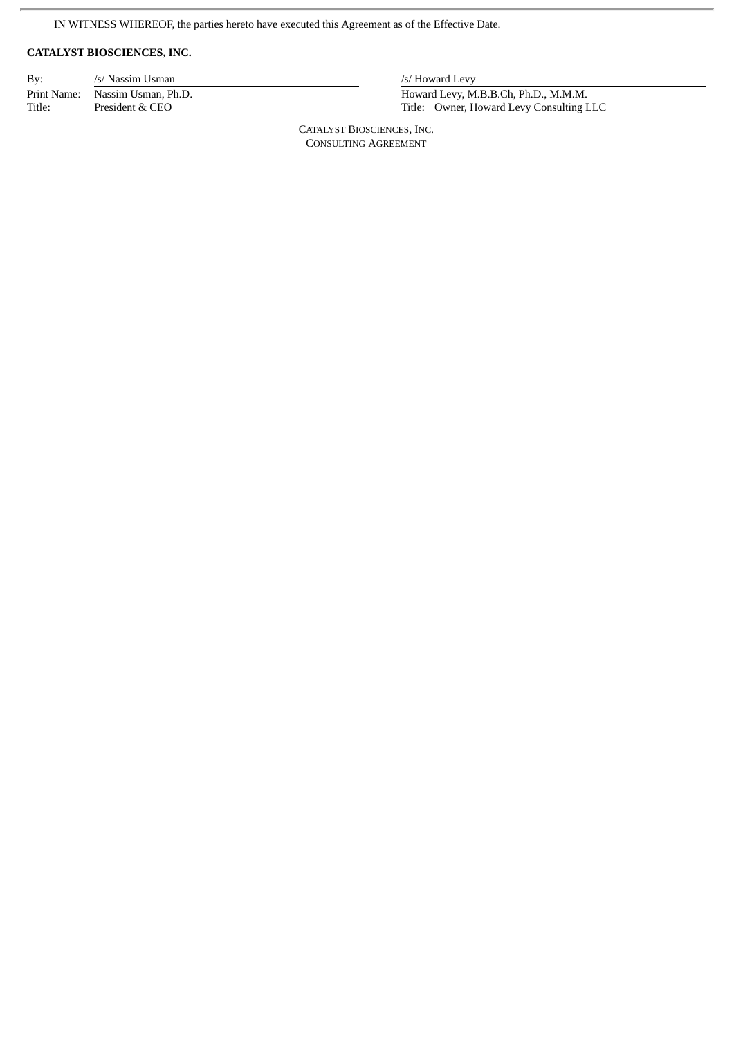IN WITNESS WHEREOF, the parties hereto have executed this Agreement as of the Effective Date.

**CATALYST BIOSCIENCES, INC.**

| | | |
|---|---|---|
| By: | /s/ Nassim Usman | /s/ Howard Levy |
| Print Name: | Nassim Usman, Ph.D. | Howard Levy, M.B.B.Ch, Ph.D., M.M.M. |
| Title: | President & CEO | Title: Owner, Howard Levy Consulting LLC |

CATALYST BIOSCIENCES, INC.
CONSULTING AGREEMENT